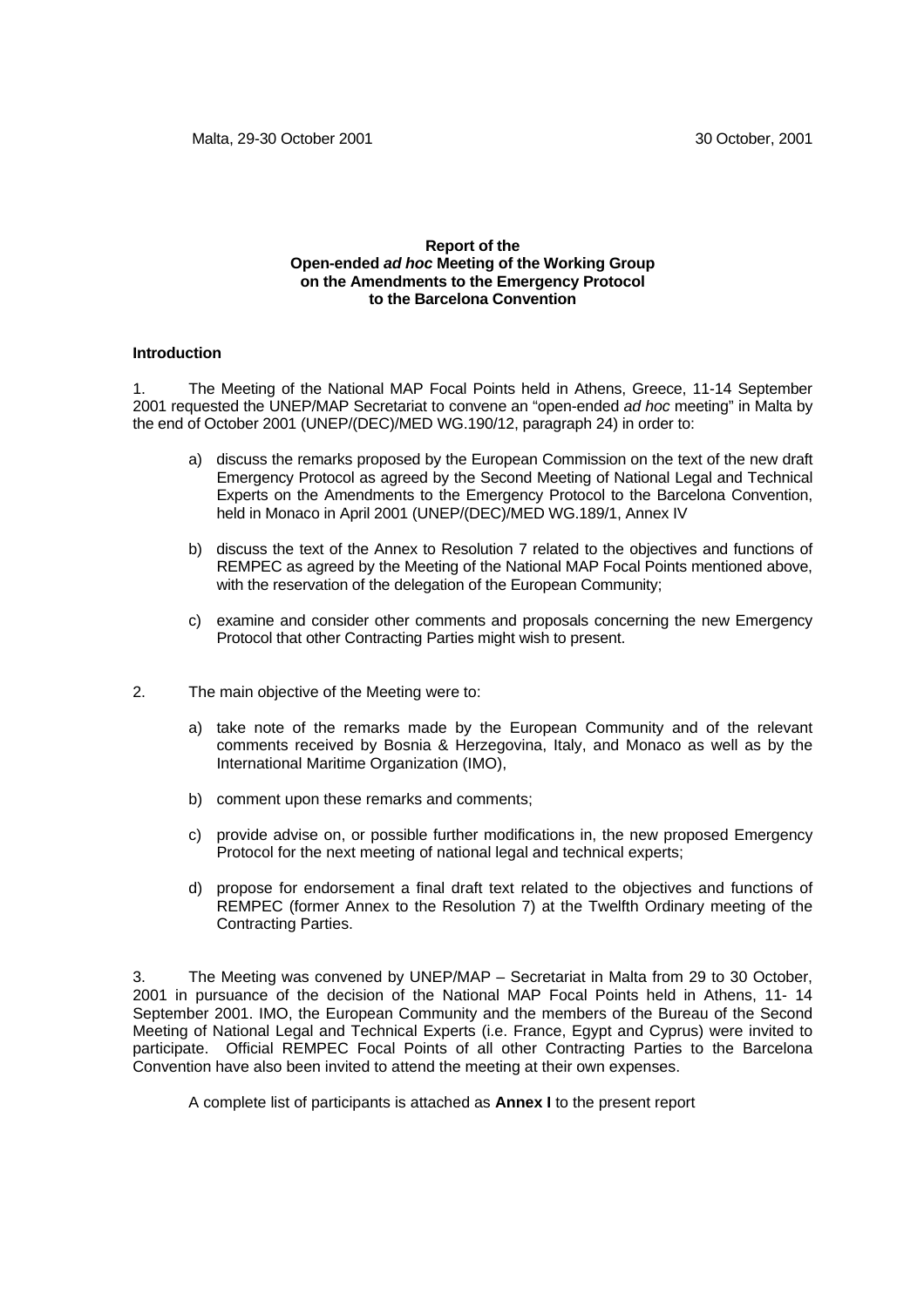Malta, 29-30 October 2001 30 October, 2001

**Report of the**
**Open-ended *ad hoc* Meeting of the Working Group**
**on the Amendments to the Emergency Protocol**
**to the Barcelona Convention**

**Introduction**

1. The Meeting of the National MAP Focal Points held in Athens, Greece, 11-14 September 2001 requested the UNEP/MAP Secretariat to convene an "open-ended *ad hoc* meeting" in Malta by the end of October 2001 (UNEP/(DEC)/MED WG.190/12, paragraph 24) in order to:

   a) discuss the remarks proposed by the European Commission on the text of the new draft Emergency Protocol as agreed by the Second Meeting of National Legal and Technical Experts on the Amendments to the Emergency Protocol to the Barcelona Convention, held in Monaco in April 2001 (UNEP/(DEC)/MED WG.189/1, Annex IV

   b) discuss the text of the Annex to Resolution 7 related to the objectives and functions of REMPEC as agreed by the Meeting of the National MAP Focal Points mentioned above, with the reservation of the delegation of the European Community;

   c) examine and consider other comments and proposals concerning the new Emergency Protocol that other Contracting Parties might wish to present.

2. The main objective of the Meeting were to:

   a) take note of the remarks made by the European Community and of the relevant comments received by Bosnia & Herzegovina, Italy, and Monaco as well as by the International Maritime Organization (IMO),

   b) comment upon these remarks and comments;

   c) provide advise on, or possible further modifications in, the new proposed Emergency Protocol for the next meeting of national legal and technical experts;

   d) propose for endorsement a final draft text related to the objectives and functions of REMPEC (former Annex to the Resolution 7) at the Twelfth Ordinary meeting of the Contracting Parties.

3. The Meeting was convened by UNEP/MAP – Secretariat in Malta from 29 to 30 October, 2001 in pursuance of the decision of the National MAP Focal Points held in Athens, 11- 14 September 2001. IMO, the European Community and the members of the Bureau of the Second Meeting of National Legal and Technical Experts (i.e. France, Egypt and Cyprus) were invited to participate. Official REMPEC Focal Points of all other Contracting Parties to the Barcelona Convention have also been invited to attend the meeting at their own expenses.

A complete list of participants is attached as **Annex I** to the present report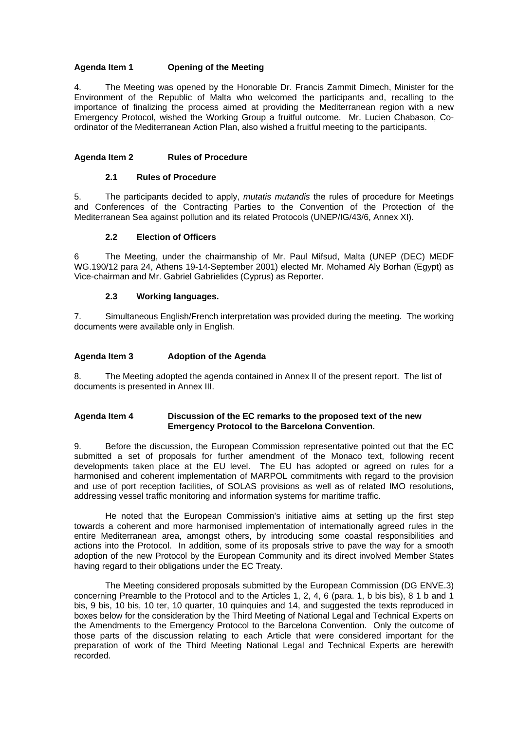## Agenda Item 1 Opening of the Meeting

4. The Meeting was opened by the Honorable Dr. Francis Zammit Dimech, Minister for the Environment of the Republic of Malta who welcomed the participants and, recalling to the importance of finalizing the process aimed at providing the Mediterranean region with a new Emergency Protocol, wished the Working Group a fruitful outcome. Mr. Lucien Chabason, Co-ordinator of the Mediterranean Action Plan, also wished a fruitful meeting to the participants.

## Agenda Item 2 Rules of Procedure

### 2.1 Rules of Procedure

5. The participants decided to apply, *mutatis mutandis* the rules of procedure for Meetings and Conferences of the Contracting Parties to the Convention of the Protection of the Mediterranean Sea against pollution and its related Protocols (UNEP/IG/43/6, Annex XI).

### 2.2 Election of Officers

6 The Meeting, under the chairmanship of Mr. Paul Mifsud, Malta (UNEP (DEC) MEDF WG.190/12 para 24, Athens 19-14-September 2001) elected Mr. Mohamed Aly Borhan (Egypt) as Vice-chairman and Mr. Gabriel Gabrielides (Cyprus) as Reporter.

### 2.3 Working languages.

7. Simultaneous English/French interpretation was provided during the meeting. The working documents were available only in English.

## Agenda Item 3 Adoption of the Agenda

8. The Meeting adopted the agenda contained in Annex II of the present report. The list of documents is presented in Annex III.

## Agenda Item 4 Discussion of the EC remarks to the proposed text of the new Emergency Protocol to the Barcelona Convention.

9. Before the discussion, the European Commission representative pointed out that the EC submitted a set of proposals for further amendment of the Monaco text, following recent developments taken place at the EU level. The EU has adopted or agreed on rules for a harmonised and coherent implementation of MARPOL commitments with regard to the provision and use of port reception facilities, of SOLAS provisions as well as of related IMO resolutions, addressing vessel traffic monitoring and information systems for maritime traffic.

He noted that the European Commission's initiative aims at setting up the first step towards a coherent and more harmonised implementation of internationally agreed rules in the entire Mediterranean area, amongst others, by introducing some coastal responsibilities and actions into the Protocol. In addition, some of its proposals strive to pave the way for a smooth adoption of the new Protocol by the European Community and its direct involved Member States having regard to their obligations under the EC Treaty.

The Meeting considered proposals submitted by the European Commission (DG ENVE.3) concerning Preamble to the Protocol and to the Articles 1, 2, 4, 6 (para. 1, b bis bis), 8 1 b and 1 bis, 9 bis, 10 bis, 10 ter, 10 quarter, 10 quinquies and 14, and suggested the texts reproduced in boxes below for the consideration by the Third Meeting of National Legal and Technical Experts on the Amendments to the Emergency Protocol to the Barcelona Convention. Only the outcome of those parts of the discussion relating to each Article that were considered important for the preparation of work of the Third Meeting National Legal and Technical Experts are herewith recorded.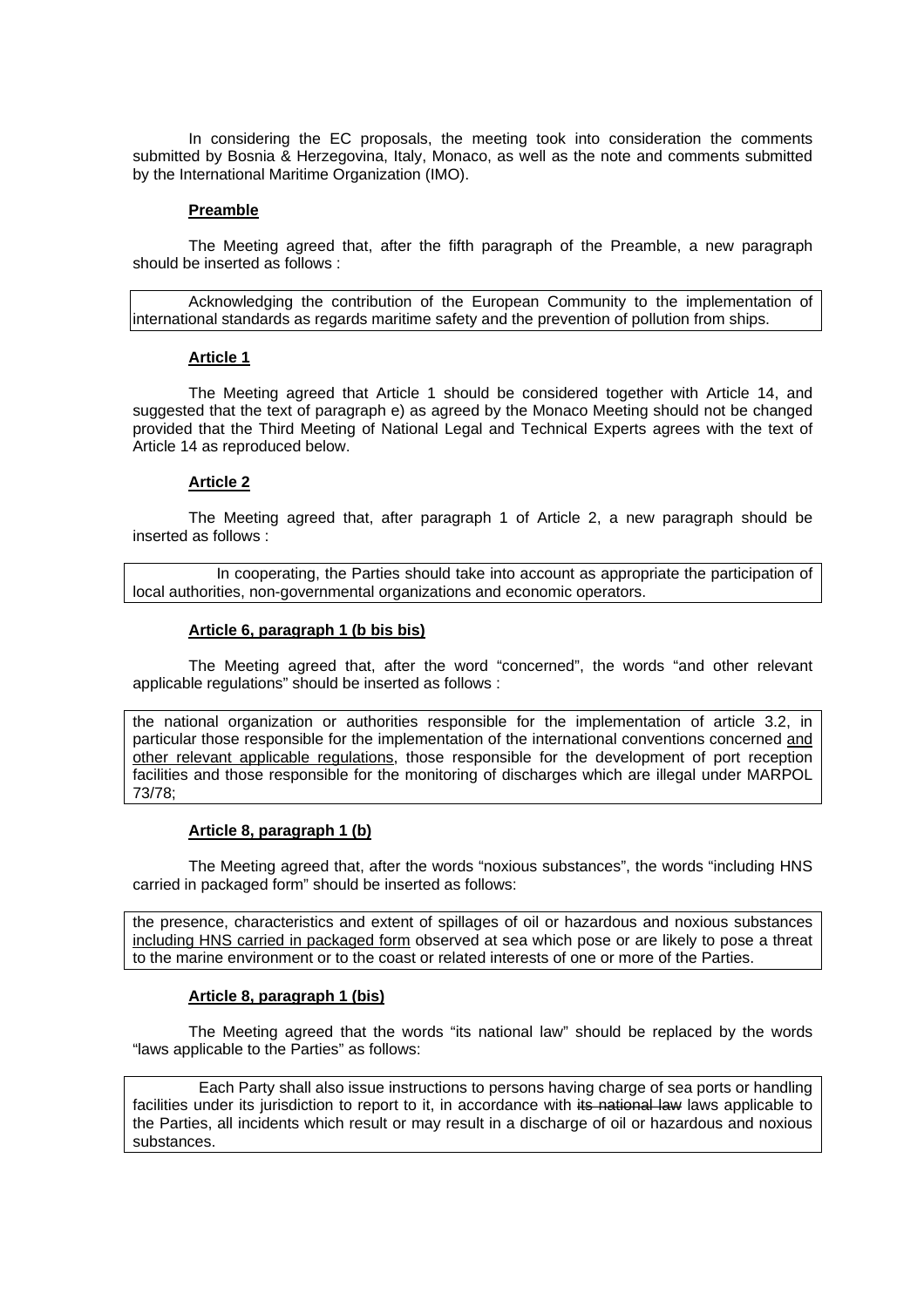In considering the EC proposals, the meeting took into consideration the comments submitted by Bosnia & Herzegovina, Italy, Monaco, as well as the note and comments submitted by the International Maritime Organization (IMO).

**Preamble**

The Meeting agreed that, after the fifth paragraph of the Preamble, a new paragraph should be inserted as follows :

> Acknowledging the contribution of the European Community to the implementation of international standards as regards maritime safety and the prevention of pollution from ships.

**Article 1**

The Meeting agreed that Article 1 should be considered together with Article 14, and suggested that the text of paragraph e) as agreed by the Monaco Meeting should not be changed provided that the Third Meeting of National Legal and Technical Experts agrees with the text of Article 14 as reproduced below.

**Article 2**

The Meeting agreed that, after paragraph 1 of Article 2, a new paragraph should be inserted as follows :

> In cooperating, the Parties should take into account as appropriate the participation of local authorities, non-governmental organizations and economic operators.

**Article 6, paragraph 1 (b bis bis)**

The Meeting agreed that, after the word "concerned", the words "and other relevant applicable regulations" should be inserted as follows :

> the national organization or authorities responsible for the implementation of article 3.2, in particular those responsible for the implementation of the international conventions concerned <u>and other relevant applicable regulations</u>, those responsible for the development of port reception facilities and those responsible for the monitoring of discharges which are illegal under MARPOL 73/78;

**Article 8, paragraph 1 (b)**

The Meeting agreed that, after the words "noxious substances", the words "including HNS carried in packaged form" should be inserted as follows:

> the presence, characteristics and extent of spillages of oil or hazardous and noxious substances <u>including HNS carried in packaged form</u> observed at sea which pose or are likely to pose a threat to the marine environment or to the coast or related interests of one or more of the Parties.

**Article 8, paragraph 1 (bis)**

The Meeting agreed that the words "its national law" should be replaced by the words "laws applicable to the Parties" as follows:

> Each Party shall also issue instructions to persons having charge of sea ports or handling facilities under its jurisdiction to report to it, in accordance with ~~its national law~~ laws applicable to the Parties, all incidents which result or may result in a discharge of oil or hazardous and noxious substances.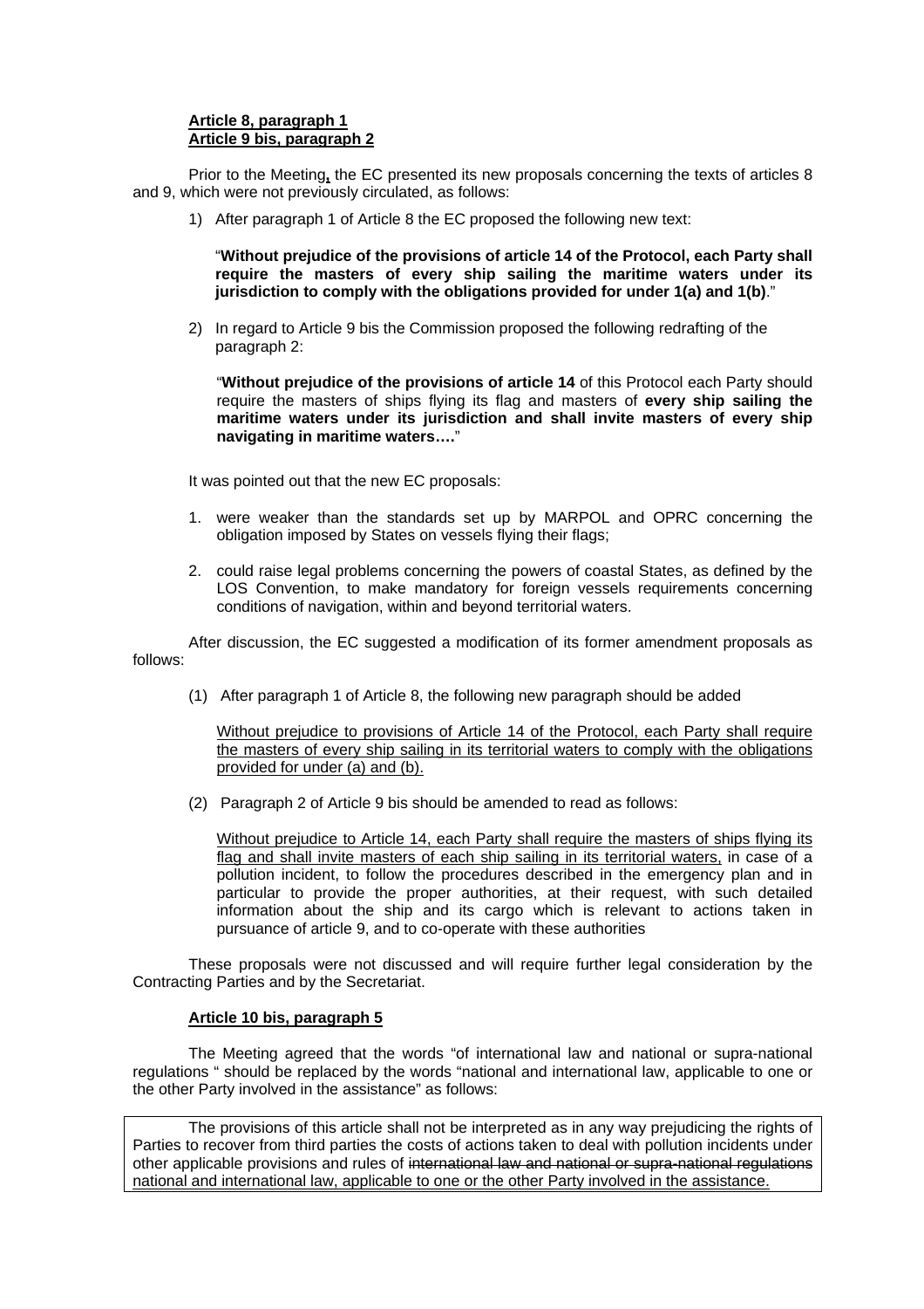**Article 8, paragraph 1**
**Article 9 bis, paragraph 2**

Prior to the Meeting, the EC presented its new proposals concerning the texts of articles 8 and 9, which were not previously circulated, as follows:

1) After paragraph 1 of Article 8 the EC proposed the following new text:

   "**Without prejudice of the provisions of article 14 of the Protocol, each Party shall require the masters of every ship sailing the maritime waters under its jurisdiction to comply with the obligations provided for under 1(a) and 1(b)**."

2) In regard to Article 9 bis the Commission proposed the following redrafting of the paragraph 2:

   "**Without prejudice of the provisions of article 14** of this Protocol each Party should require the masters of ships flying its flag and masters of **every ship sailing the maritime waters under its jurisdiction and shall invite masters of every ship navigating in maritime waters….**"

It was pointed out that the new EC proposals:

1. were weaker than the standards set up by MARPOL and OPRC concerning the obligation imposed by States on vessels flying their flags;

2. could raise legal problems concerning the powers of coastal States, as defined by the LOS Convention, to make mandatory for foreign vessels requirements concerning conditions of navigation, within and beyond territorial waters.

After discussion, the EC suggested a modification of its former amendment proposals as follows:

(1) After paragraph 1 of Article 8, the following new paragraph should be added

   <u>Without prejudice to provisions of Article 14 of the Protocol, each Party shall require the masters of every ship sailing in its territorial waters to comply with the obligations provided for under (a) and (b).</u>

(2) Paragraph 2 of Article 9 bis should be amended to read as follows:

   <u>Without prejudice to Article 14, each Party shall require the masters of ships flying its flag and shall invite masters of each ship sailing in its territorial waters,</u> in case of a pollution incident, to follow the procedures described in the emergency plan and in particular to provide the proper authorities, at their request, with such detailed information about the ship and its cargo which is relevant to actions taken in pursuance of article 9, and to co-operate with these authorities

These proposals were not discussed and will require further legal consideration by the Contracting Parties and by the Secretariat.

**Article 10 bis, paragraph 5**

The Meeting agreed that the words "of international law and national or supra-national regulations " should be replaced by the words "national and international law, applicable to one or the other Party involved in the assistance" as follows:

> The provisions of this article shall not be interpreted as in any way prejudicing the rights of Parties to recover from third parties the costs of actions taken to deal with pollution incidents under other applicable provisions and rules of ~~international law and national or supra-national regulations~~ <u>national and international law, applicable to one or the other Party involved in the assistance.</u>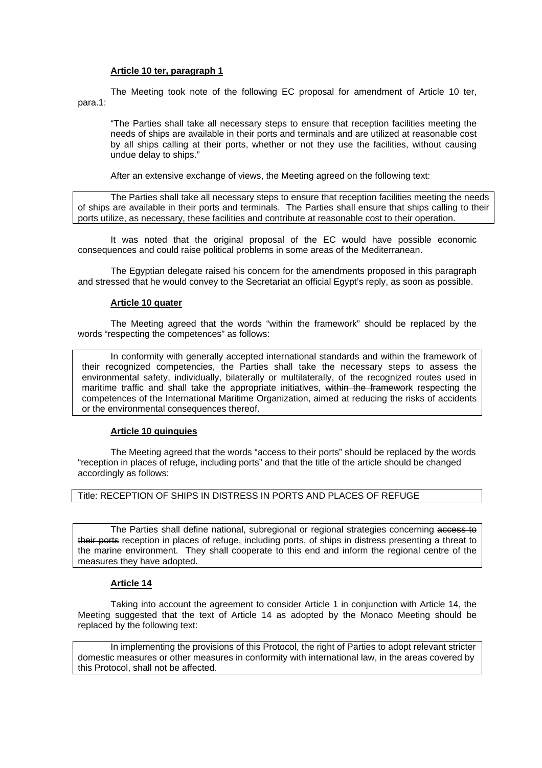**Article 10 ter, paragraph 1**

The Meeting took note of the following EC proposal for amendment of Article 10 ter, para.1:

> "The Parties shall take all necessary steps to ensure that reception facilities meeting the needs of ships are available in their ports and terminals and are utilized at reasonable cost by all ships calling at their ports, whether or not they use the facilities, without causing undue delay to ships."

After an extensive exchange of views, the Meeting agreed on the following text:

> The Parties shall take all necessary steps to ensure that reception facilities meeting the needs of ships are available in their ports and terminals. The Parties shall ensure that ships calling to their ports utilize, as necessary, these facilities and contribute at reasonable cost to their operation.

It was noted that the original proposal of the EC would have possible economic consequences and could raise political problems in some areas of the Mediterranean.

The Egyptian delegate raised his concern for the amendments proposed in this paragraph and stressed that he would convey to the Secretariat an official Egypt's reply, as soon as possible.

**Article 10 quater**

The Meeting agreed that the words "within the framework" should be replaced by the words "respecting the competences" as follows:

> In conformity with generally accepted international standards and within the framework of their recognized competencies, the Parties shall take the necessary steps to assess the environmental safety, individually, bilaterally or multilaterally, of the recognized routes used in maritime traffic and shall take the appropriate initiatives, ~~within the framework~~ respecting the competences of the International Maritime Organization, aimed at reducing the risks of accidents or the environmental consequences thereof.

**Article 10 quinquies**

The Meeting agreed that the words "access to their ports" should be replaced by the words "reception in places of refuge, including ports" and that the title of the article should be changed accordingly as follows:

> Title: RECEPTION OF SHIPS IN DISTRESS IN PORTS AND PLACES OF REFUGE

> The Parties shall define national, subregional or regional strategies concerning ~~access to their ports~~ reception in places of refuge, including ports, of ships in distress presenting a threat to the marine environment. They shall cooperate to this end and inform the regional centre of the measures they have adopted.

**Article 14**

Taking into account the agreement to consider Article 1 in conjunction with Article 14, the Meeting suggested that the text of Article 14 as adopted by the Monaco Meeting should be replaced by the following text:

> In implementing the provisions of this Protocol, the right of Parties to adopt relevant stricter domestic measures or other measures in conformity with international law, in the areas covered by this Protocol, shall not be affected.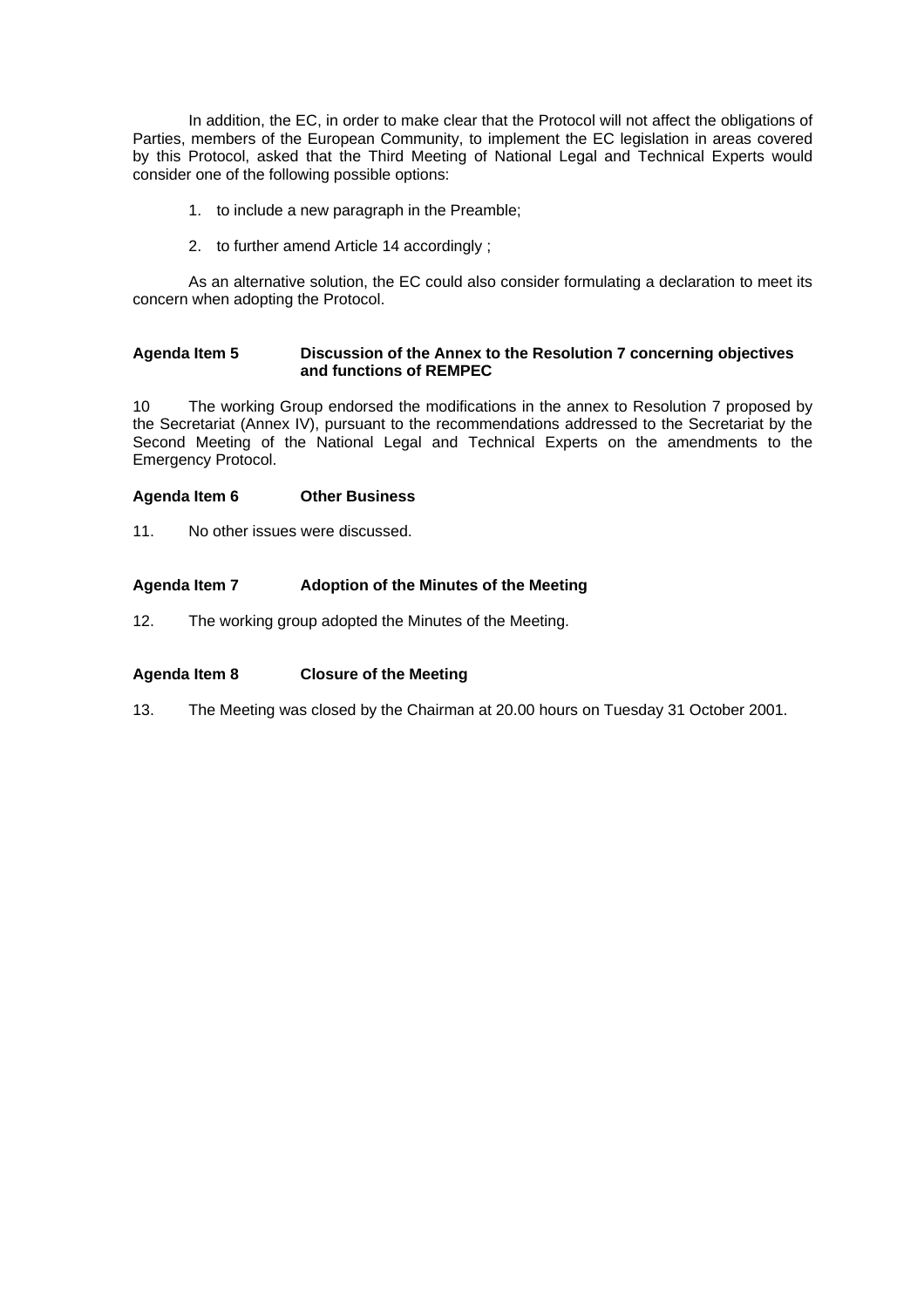In addition, the EC, in order to make clear that the Protocol will not affect the obligations of Parties, members of the European Community, to implement the EC legislation in areas covered by this Protocol, asked that the Third Meeting of National Legal and Technical Experts would consider one of the following possible options:

1. to include a new paragraph in the Preamble;

2. to further amend Article 14 accordingly ;

As an alternative solution, the EC could also consider formulating a declaration to meet its concern when adopting the Protocol.

**Agenda Item 5 Discussion of the Annex to the Resolution 7 concerning objectives and functions of REMPEC**

10 The working Group endorsed the modifications in the annex to Resolution 7 proposed by the Secretariat (Annex IV), pursuant to the recommendations addressed to the Secretariat by the Second Meeting of the National Legal and Technical Experts on the amendments to the Emergency Protocol.

**Agenda Item 6 Other Business**

11. No other issues were discussed.

**Agenda Item 7 Adoption of the Minutes of the Meeting**

12. The working group adopted the Minutes of the Meeting.

**Agenda Item 8 Closure of the Meeting**

13. The Meeting was closed by the Chairman at 20.00 hours on Tuesday 31 October 2001.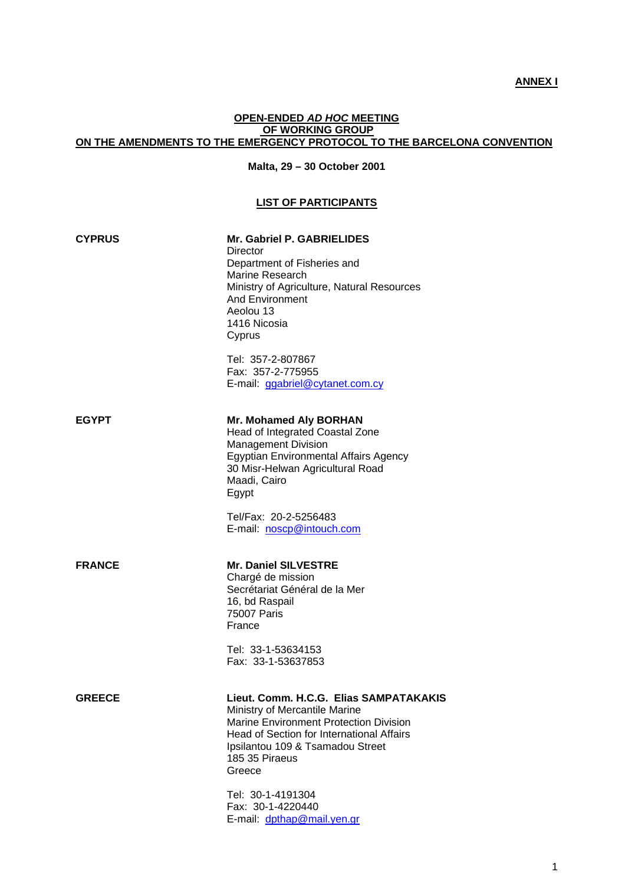**ANNEX I**

**OPEN-ENDED *AD HOC* MEETING**
**OF WORKING GROUP**
**ON THE AMENDMENTS TO THE EMERGENCY PROTOCOL TO THE BARCELONA CONVENTION**

**Malta, 29 – 30 October 2001**

## LIST OF PARTICIPANTS

**CYPRUS**

**Mr. Gabriel P. GABRIELIDES**
Director
Department of Fisheries and
Marine Research
Ministry of Agriculture, Natural Resources
And Environment
Aeolou 13
1416 Nicosia
Cyprus

Tel: 357-2-807867
Fax: 357-2-775955
E-mail: ggabriel@cytanet.com.cy

**EGYPT**

**Mr. Mohamed Aly BORHAN**
Head of Integrated Coastal Zone
Management Division
Egyptian Environmental Affairs Agency
30 Misr-Helwan Agricultural Road
Maadi, Cairo
Egypt

Tel/Fax: 20-2-5256483
E-mail: noscp@intouch.com

**FRANCE**

**Mr. Daniel SILVESTRE**
Chargé de mission
Secrétariat Général de la Mer
16, bd Raspail
75007 Paris
France

Tel: 33-1-53634153
Fax: 33-1-53637853

**GREECE**

**Lieut. Comm. H.C.G. Elias SAMPATAKAKIS**
Ministry of Mercantile Marine
Marine Environment Protection Division
Head of Section for International Affairs
Ipsilantou 109 & Tsamadou Street
185 35 Piraeus
Greece

Tel: 30-1-4191304
Fax: 30-1-4220440
E-mail: dpthap@mail.yen.gr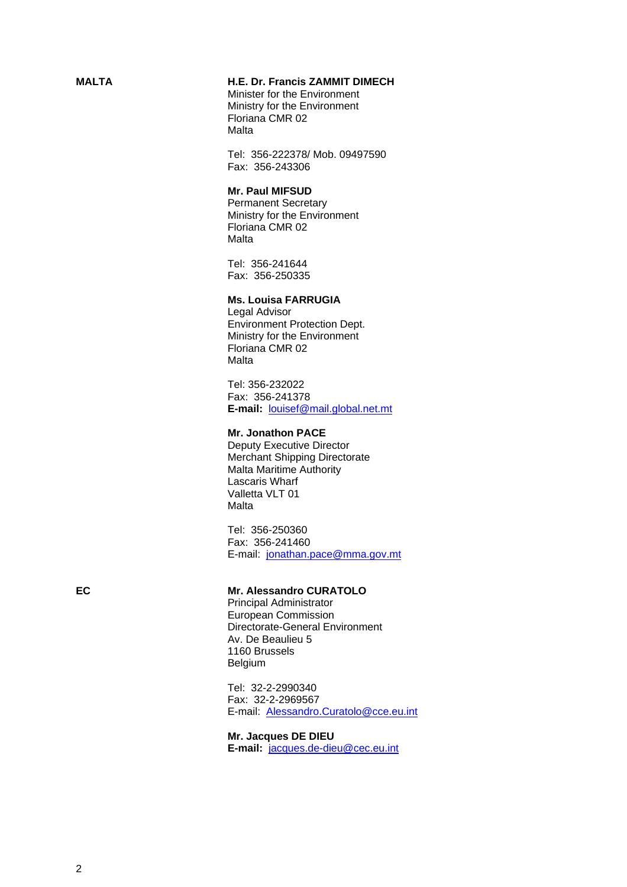**MALTA**

**H.E. Dr. Francis ZAMMIT DIMECH**
Minister for the Environment
Ministry for the Environment
Floriana CMR 02
Malta

Tel: 356-222378/ Mob. 09497590
Fax: 356-243306

**Mr. Paul MIFSUD**
Permanent Secretary
Ministry for the Environment
Floriana CMR 02
Malta

Tel: 356-241644
Fax: 356-250335

**Ms. Louisa FARRUGIA**
Legal Advisor
Environment Protection Dept.
Ministry for the Environment
Floriana CMR 02
Malta

Tel: 356-232022
Fax: 356-241378
**E-mail:** louisef@mail.global.net.mt

**Mr. Jonathon PACE**
Deputy Executive Director
Merchant Shipping Directorate
Malta Maritime Authority
Lascaris Wharf
Valletta VLT 01
Malta

Tel: 356-250360
Fax: 356-241460
E-mail: jonathan.pace@mma.gov.mt

**EC**

**Mr. Alessandro CURATOLO**
Principal Administrator
European Commission
Directorate-General Environment
Av. De Beaulieu 5
1160 Brussels
Belgium

Tel: 32-2-2990340
Fax: 32-2-2969567
E-mail: Alessandro.Curatolo@cce.eu.int

**Mr. Jacques DE DIEU**
**E-mail:** jacques.de-dieu@cec.eu.int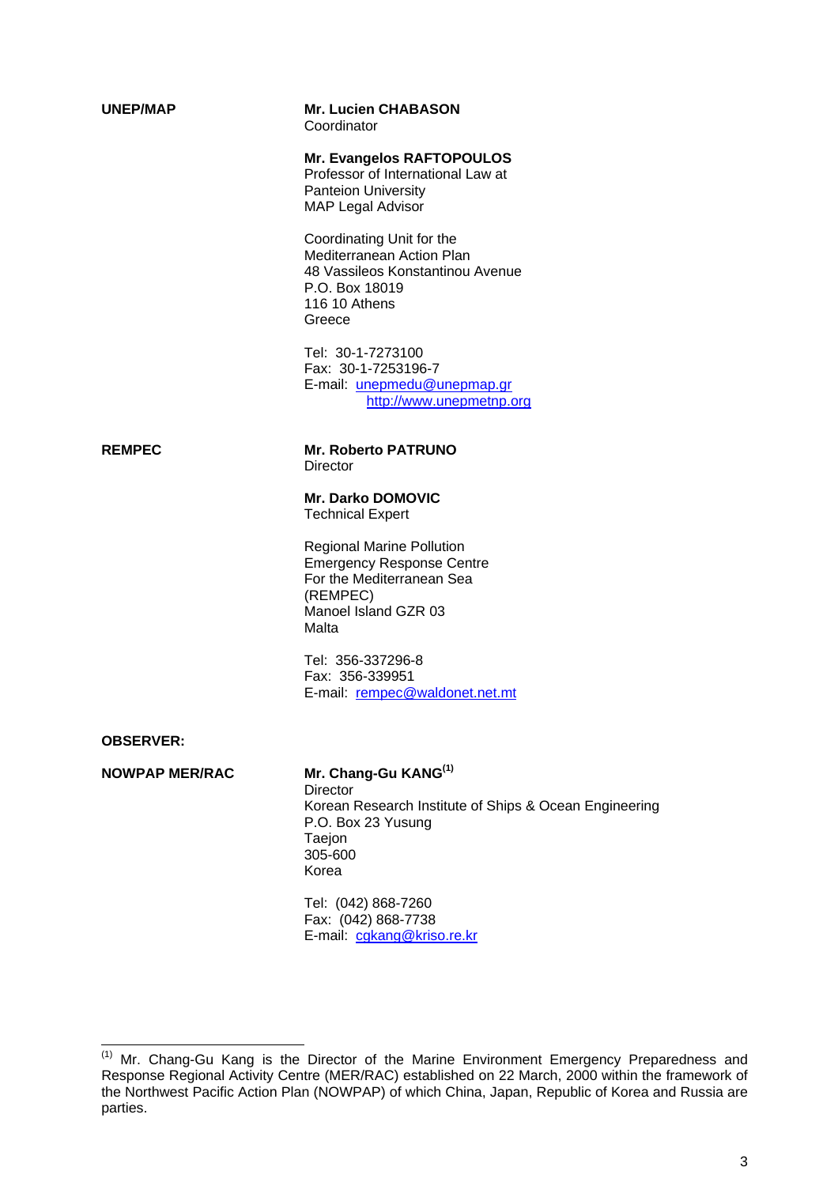**UNEP/MAP**

**Mr. Lucien CHABASON**
Coordinator

**Mr. Evangelos RAFTOPOULOS**
Professor of International Law at
Panteion University
MAP Legal Advisor

Coordinating Unit for the
Mediterranean Action Plan
48 Vassileos Konstantinou Avenue
P.O. Box 18019
116 10 Athens
Greece

Tel: 30-1-7273100
Fax: 30-1-7253196-7
E-mail: unepmedu@unepmap.gr
http://www.unepmetnp.org

**REMPEC**

**Mr. Roberto PATRUNO**
Director

**Mr. Darko DOMOVIC**
Technical Expert

Regional Marine Pollution
Emergency Response Centre
For the Mediterranean Sea
(REMPEC)
Manoel Island GZR 03
Malta

Tel: 356-337296-8
Fax: 356-339951
E-mail: rempec@waldonet.net.mt

**OBSERVER:**

**NOWPAP MER/RAC**

**Mr. Chang-Gu KANG**[(1)]
Director
Korean Research Institute of Ships & Ocean Engineering
P.O. Box 23 Yusung
Taejon
305-600
Korea

Tel: (042) 868-7260
Fax: (042) 868-7738
E-mail: cgkang@kriso.re.kr

---

[(1)] Mr. Chang-Gu Kang is the Director of the Marine Environment Emergency Preparedness and Response Regional Activity Centre (MER/RAC) established on 22 March, 2000 within the framework of the Northwest Pacific Action Plan (NOWPAP) of which China, Japan, Republic of Korea and Russia are parties.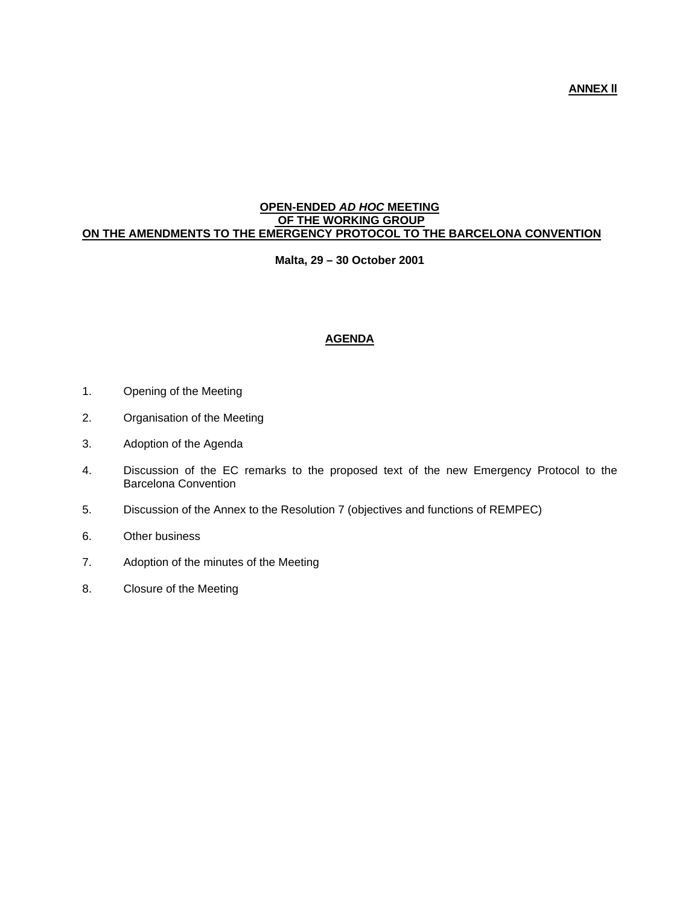**ANNEX II**

# OPEN-ENDED *AD HOC* MEETING OF THE WORKING GROUP ON THE AMENDMENTS TO THE EMERGENCY PROTOCOL TO THE BARCELONA CONVENTION

**Malta, 29 – 30 October 2001**

## AGENDA

1. Opening of the Meeting
2. Organisation of the Meeting
3. Adoption of the Agenda
4. Discussion of the EC remarks to the proposed text of the new Emergency Protocol to the Barcelona Convention
5. Discussion of the Annex to the Resolution 7 (objectives and functions of REMPEC)
6. Other business
7. Adoption of the minutes of the Meeting
8. Closure of the Meeting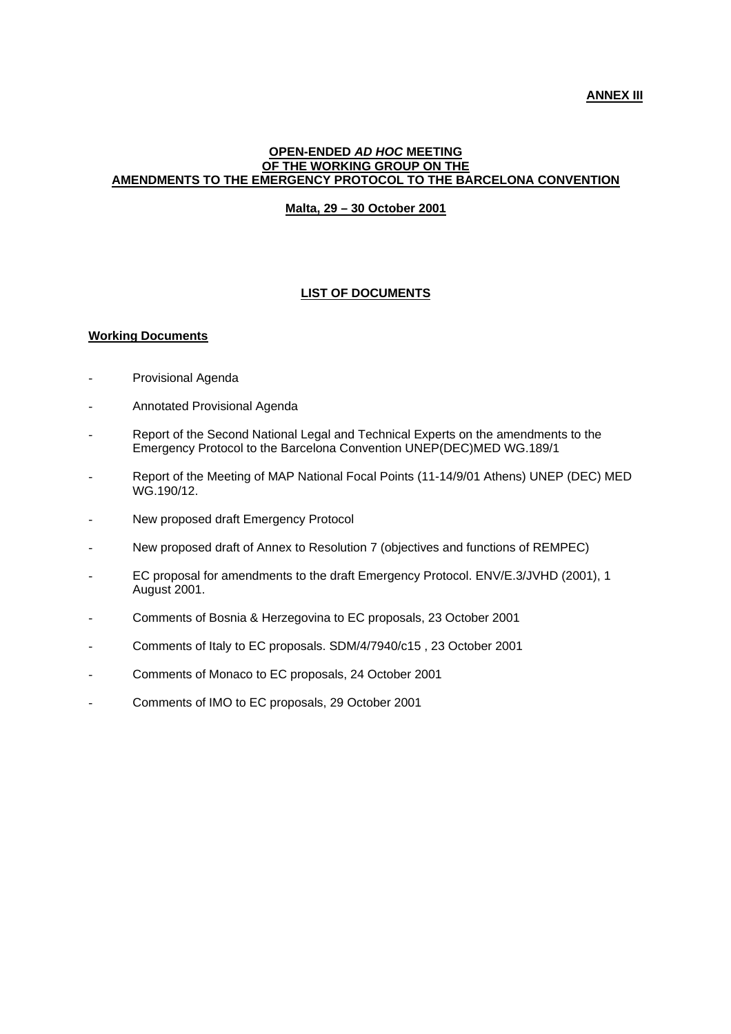**ANNEX III**

**OPEN-ENDED *AD HOC* MEETING**
**OF THE WORKING GROUP ON THE**
**AMENDMENTS TO THE EMERGENCY PROTOCOL TO THE BARCELONA CONVENTION**

**Malta, 29 – 30 October 2001**

## LIST OF DOCUMENTS

### Working Documents

- Provisional Agenda
- Annotated Provisional Agenda
- Report of the Second National Legal and Technical Experts on the amendments to the Emergency Protocol to the Barcelona Convention UNEP(DEC)MED WG.189/1
- Report of the Meeting of MAP National Focal Points (11-14/9/01 Athens) UNEP (DEC) MED WG.190/12.
- New proposed draft Emergency Protocol
- New proposed draft of Annex to Resolution 7 (objectives and functions of REMPEC)
- EC proposal for amendments to the draft Emergency Protocol. ENV/E.3/JVHD (2001), 1 August 2001.
- Comments of Bosnia & Herzegovina to EC proposals, 23 October 2001
- Comments of Italy to EC proposals. SDM/4/7940/c15 , 23 October 2001
- Comments of Monaco to EC proposals, 24 October 2001
- Comments of IMO to EC proposals, 29 October 2001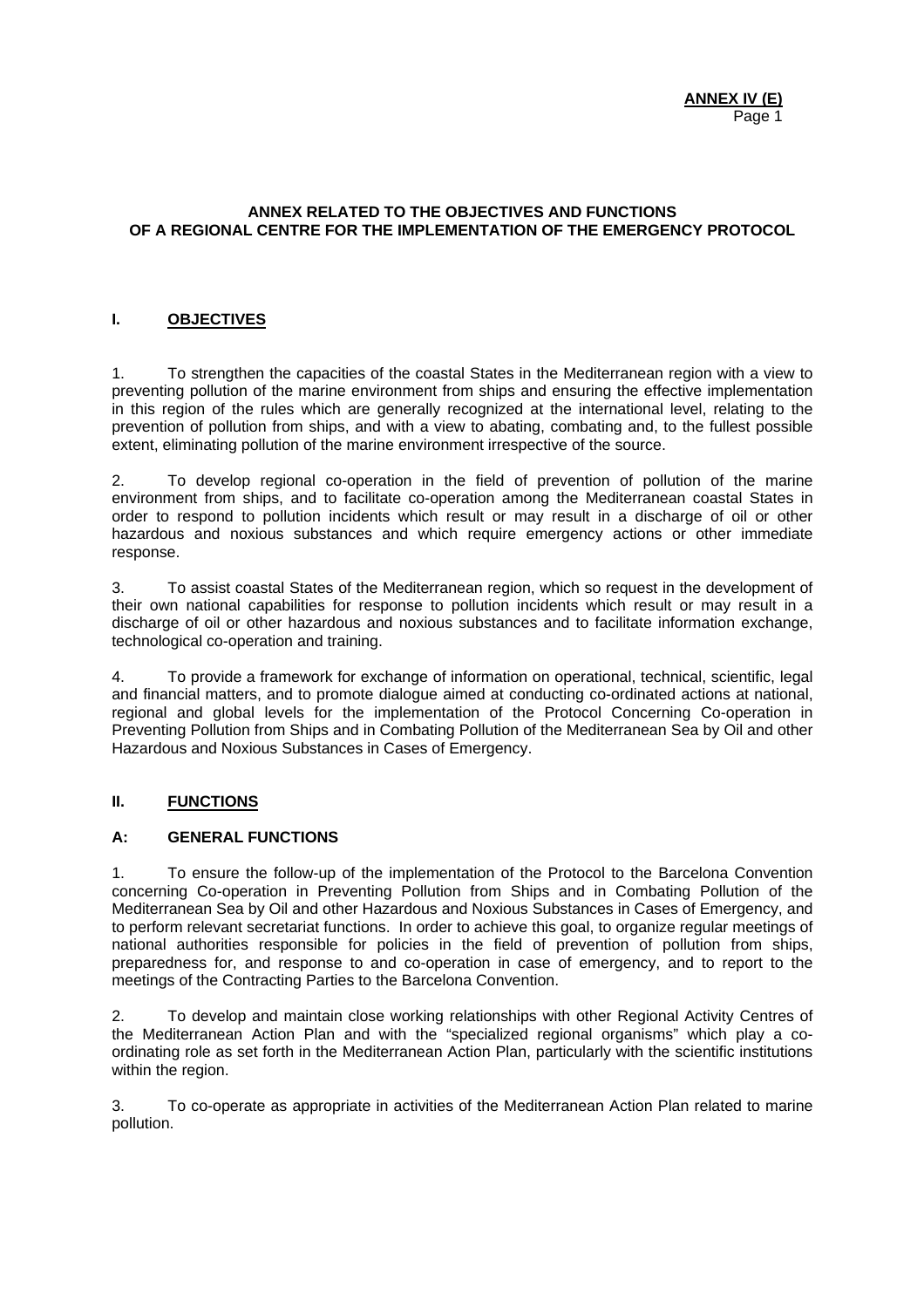**ANNEX RELATED TO THE OBJECTIVES AND FUNCTIONS OF A REGIONAL CENTRE FOR THE IMPLEMENTATION OF THE EMERGENCY PROTOCOL**

## I. OBJECTIVES

1. To strengthen the capacities of the coastal States in the Mediterranean region with a view to preventing pollution of the marine environment from ships and ensuring the effective implementation in this region of the rules which are generally recognized at the international level, relating to the prevention of pollution from ships, and with a view to abating, combating and, to the fullest possible extent, eliminating pollution of the marine environment irrespective of the source.

2. To develop regional co-operation in the field of prevention of pollution of the marine environment from ships, and to facilitate co-operation among the Mediterranean coastal States in order to respond to pollution incidents which result or may result in a discharge of oil or other hazardous and noxious substances and which require emergency actions or other immediate response.

3. To assist coastal States of the Mediterranean region, which so request in the development of their own national capabilities for response to pollution incidents which result or may result in a discharge of oil or other hazardous and noxious substances and to facilitate information exchange, technological co-operation and training.

4. To provide a framework for exchange of information on operational, technical, scientific, legal and financial matters, and to promote dialogue aimed at conducting co-ordinated actions at national, regional and global levels for the implementation of the Protocol Concerning Co-operation in Preventing Pollution from Ships and in Combating Pollution of the Mediterranean Sea by Oil and other Hazardous and Noxious Substances in Cases of Emergency.

## II. FUNCTIONS

### A: GENERAL FUNCTIONS

1. To ensure the follow-up of the implementation of the Protocol to the Barcelona Convention concerning Co-operation in Preventing Pollution from Ships and in Combating Pollution of the Mediterranean Sea by Oil and other Hazardous and Noxious Substances in Cases of Emergency, and to perform relevant secretariat functions. In order to achieve this goal, to organize regular meetings of national authorities responsible for policies in the field of prevention of pollution from ships, preparedness for, and response to and co-operation in case of emergency, and to report to the meetings of the Contracting Parties to the Barcelona Convention.

2. To develop and maintain close working relationships with other Regional Activity Centres of the Mediterranean Action Plan and with the "specialized regional organisms" which play a co-ordinating role as set forth in the Mediterranean Action Plan, particularly with the scientific institutions within the region.

3. To co-operate as appropriate in activities of the Mediterranean Action Plan related to marine pollution.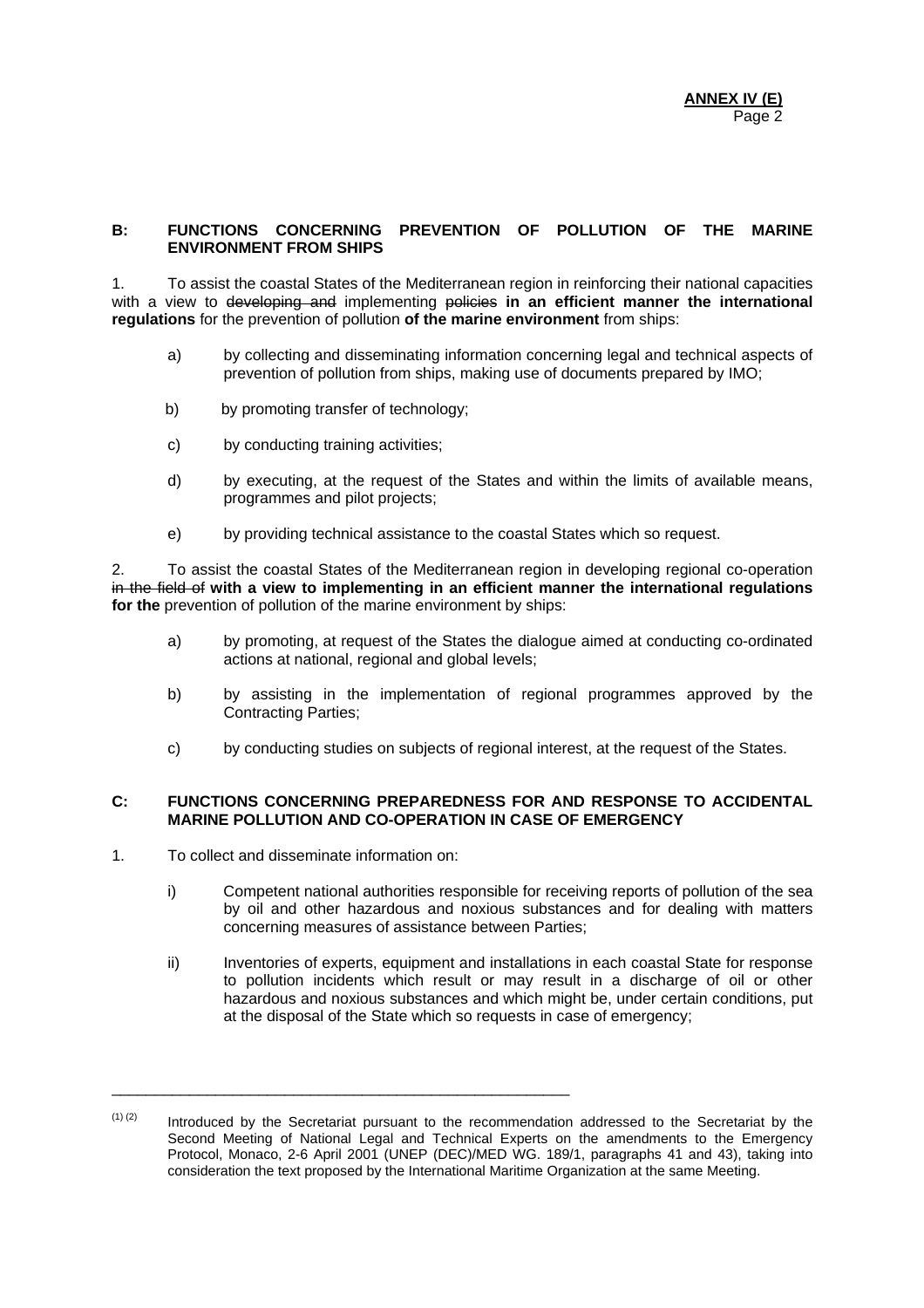## B: FUNCTIONS CONCERNING PREVENTION OF POLLUTION OF THE MARINE ENVIRONMENT FROM SHIPS

1. To assist the coastal States of the Mediterranean region in reinforcing their national capacities with a view to ~~developing and~~ implementing ~~policies~~ **in an efficient manner the international regulations** for the prevention of pollution **of the marine environment** from ships:

   a) by collecting and disseminating information concerning legal and technical aspects of prevention of pollution from ships, making use of documents prepared by IMO;

   b) by promoting transfer of technology;

   c) by conducting training activities;

   d) by executing, at the request of the States and within the limits of available means, programmes and pilot projects;

   e) by providing technical assistance to the coastal States which so request.

2. To assist the coastal States of the Mediterranean region in developing regional co-operation ~~in the field of~~ **with a view to implementing in an efficient manner the international regulations for the** prevention of pollution of the marine environment by ships:

   a) by promoting, at request of the States the dialogue aimed at conducting co-ordinated actions at national, regional and global levels;

   b) by assisting in the implementation of regional programmes approved by the Contracting Parties;

   c) by conducting studies on subjects of regional interest, at the request of the States.

## C: FUNCTIONS CONCERNING PREPAREDNESS FOR AND RESPONSE TO ACCIDENTAL MARINE POLLUTION AND CO-OPERATION IN CASE OF EMERGENCY

1. To collect and disseminate information on:

   i) Competent national authorities responsible for receiving reports of pollution of the sea by oil and other hazardous and noxious substances and for dealing with matters concerning measures of assistance between Parties;

   ii) Inventories of experts, equipment and installations in each coastal State for response to pollution incidents which result or may result in a discharge of oil or other hazardous and noxious substances and which might be, under certain conditions, put at the disposal of the State which so requests in case of emergency;

---

[1] [2] Introduced by the Secretariat pursuant to the recommendation addressed to the Secretariat by the Second Meeting of National Legal and Technical Experts on the amendments to the Emergency Protocol, Monaco, 2-6 April 2001 (UNEP (DEC)/MED WG. 189/1, paragraphs 41 and 43), taking into consideration the text proposed by the International Maritime Organization at the same Meeting.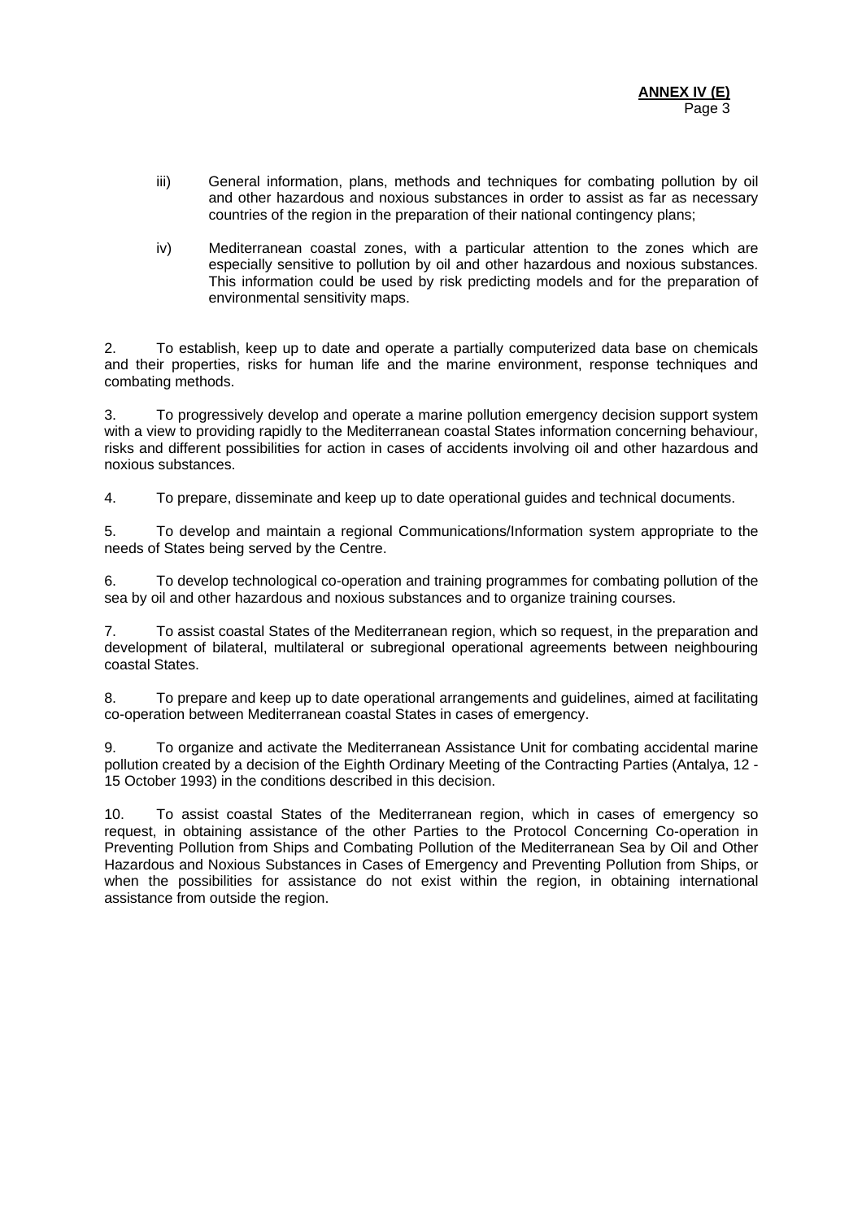iii) General information, plans, methods and techniques for combating pollution by oil and other hazardous and noxious substances in order to assist as far as necessary countries of the region in the preparation of their national contingency plans;

iv) Mediterranean coastal zones, with a particular attention to the zones which are especially sensitive to pollution by oil and other hazardous and noxious substances. This information could be used by risk predicting models and for the preparation of environmental sensitivity maps.

2. To establish, keep up to date and operate a partially computerized data base on chemicals and their properties, risks for human life and the marine environment, response techniques and combating methods.

3. To progressively develop and operate a marine pollution emergency decision support system with a view to providing rapidly to the Mediterranean coastal States information concerning behaviour, risks and different possibilities for action in cases of accidents involving oil and other hazardous and noxious substances.

4. To prepare, disseminate and keep up to date operational guides and technical documents.

5. To develop and maintain a regional Communications/Information system appropriate to the needs of States being served by the Centre.

6. To develop technological co-operation and training programmes for combating pollution of the sea by oil and other hazardous and noxious substances and to organize training courses.

7. To assist coastal States of the Mediterranean region, which so request, in the preparation and development of bilateral, multilateral or subregional operational agreements between neighbouring coastal States.

8. To prepare and keep up to date operational arrangements and guidelines, aimed at facilitating co-operation between Mediterranean coastal States in cases of emergency.

9. To organize and activate the Mediterranean Assistance Unit for combating accidental marine pollution created by a decision of the Eighth Ordinary Meeting of the Contracting Parties (Antalya, 12 - 15 October 1993) in the conditions described in this decision.

10. To assist coastal States of the Mediterranean region, which in cases of emergency so request, in obtaining assistance of the other Parties to the Protocol Concerning Co-operation in Preventing Pollution from Ships and Combating Pollution of the Mediterranean Sea by Oil and Other Hazardous and Noxious Substances in Cases of Emergency and Preventing Pollution from Ships, or when the possibilities for assistance do not exist within the region, in obtaining international assistance from outside the region.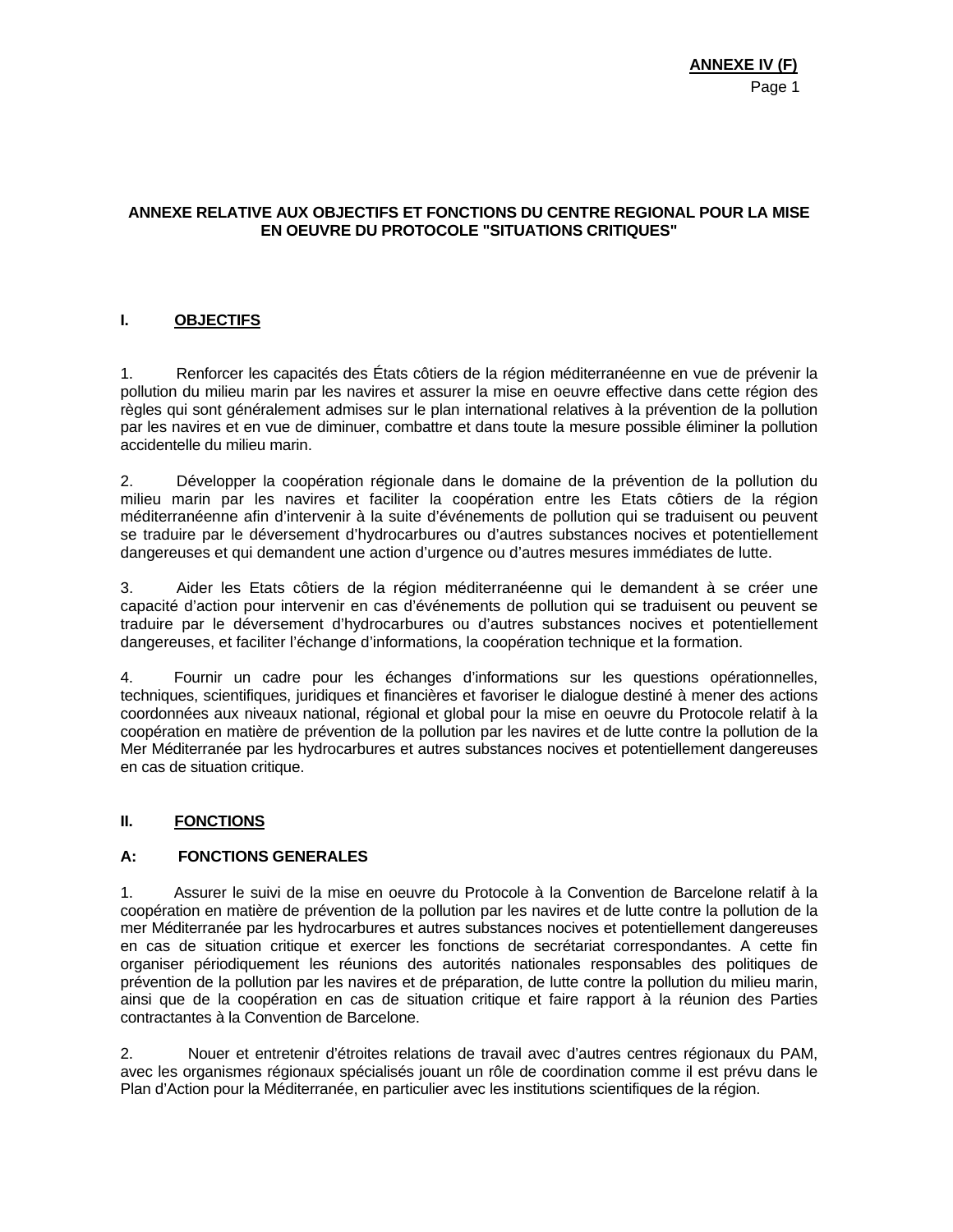## ANNEXE RELATIVE AUX OBJECTIFS ET FONCTIONS DU CENTRE REGIONAL POUR LA MISE EN OEUVRE DU PROTOCOLE "SITUATIONS CRITIQUES"

### I. OBJECTIFS

1. Renforcer les capacités des États côtiers de la région méditerranéenne en vue de prévenir la pollution du milieu marin par les navires et assurer la mise en oeuvre effective dans cette région des règles qui sont généralement admises sur le plan international relatives à la prévention de la pollution par les navires et en vue de diminuer, combattre et dans toute la mesure possible éliminer la pollution accidentelle du milieu marin.

2. Développer la coopération régionale dans le domaine de la prévention de la pollution du milieu marin par les navires et faciliter la coopération entre les Etats côtiers de la région méditerranéenne afin d'intervenir à la suite d'événements de pollution qui se traduisent ou peuvent se traduire par le déversement d'hydrocarbures ou d'autres substances nocives et potentiellement dangereuses et qui demandent une action d'urgence ou d'autres mesures immédiates de lutte.

3. Aider les Etats côtiers de la région méditerranéenne qui le demandent à se créer une capacité d'action pour intervenir en cas d'événements de pollution qui se traduisent ou peuvent se traduire par le déversement d'hydrocarbures ou d'autres substances nocives et potentiellement dangereuses, et faciliter l'échange d'informations, la coopération technique et la formation.

4. Fournir un cadre pour les échanges d'informations sur les questions opérationnelles, techniques, scientifiques, juridiques et financières et favoriser le dialogue destiné à mener des actions coordonnées aux niveaux national, régional et global pour la mise en oeuvre du Protocole relatif à la coopération en matière de prévention de la pollution par les navires et de lutte contre la pollution de la Mer Méditerranée par les hydrocarbures et autres substances nocives et potentiellement dangereuses en cas de situation critique.

### II. FONCTIONS

#### A: FONCTIONS GENERALES

1. Assurer le suivi de la mise en oeuvre du Protocole à la Convention de Barcelone relatif à la coopération en matière de prévention de la pollution par les navires et de lutte contre la pollution de la mer Méditerranée par les hydrocarbures et autres substances nocives et potentiellement dangereuses en cas de situation critique et exercer les fonctions de secrétariat correspondantes. A cette fin organiser périodiquement les réunions des autorités nationales responsables des politiques de prévention de la pollution par les navires et de préparation, de lutte contre la pollution du milieu marin, ainsi que de la coopération en cas de situation critique et faire rapport à la réunion des Parties contractantes à la Convention de Barcelone.

2. Nouer et entretenir d'étroites relations de travail avec d'autres centres régionaux du PAM, avec les organismes régionaux spécialisés jouant un rôle de coordination comme il est prévu dans le Plan d'Action pour la Méditerranée, en particulier avec les institutions scientifiques de la région.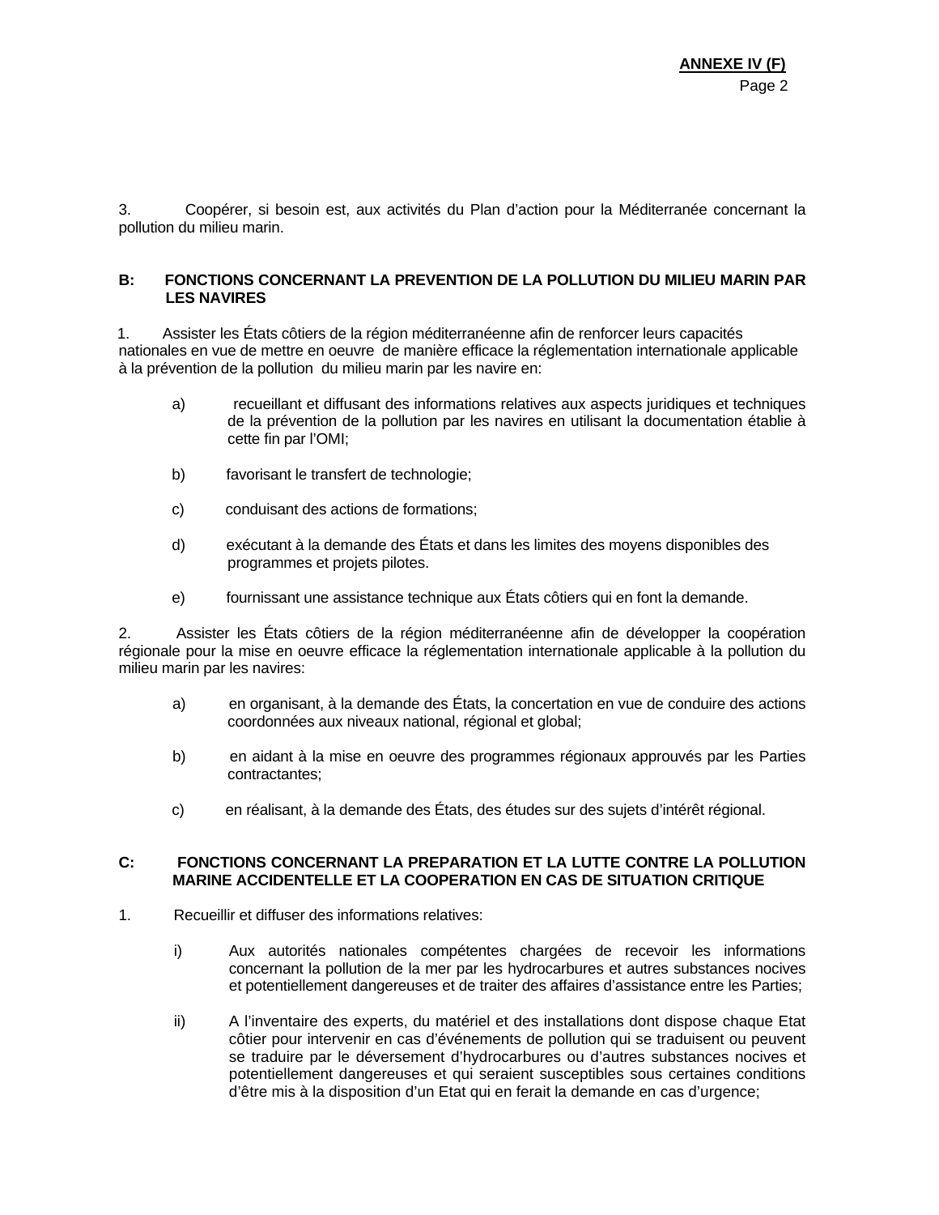3. Coopérer, si besoin est, aux activités du Plan d'action pour la Méditerranée concernant la pollution du milieu marin.

**B: FONCTIONS CONCERNANT LA PREVENTION DE LA POLLUTION DU MILIEU MARIN PAR LES NAVIRES**

1. Assister les États côtiers de la région méditerranéenne afin de renforcer leurs capacités nationales en vue de mettre en oeuvre de manière efficace la réglementation internationale applicable à la prévention de la pollution du milieu marin par les navire en:

   a) recueillant et diffusant des informations relatives aux aspects juridiques et techniques de la prévention de la pollution par les navires en utilisant la documentation établie à cette fin par l'OMI;

   b) favorisant le transfert de technologie;

   c) conduisant des actions de formations;

   d) exécutant à la demande des États et dans les limites des moyens disponibles des programmes et projets pilotes.

   e) fournissant une assistance technique aux États côtiers qui en font la demande.

2. Assister les États côtiers de la région méditerranéenne afin de développer la coopération régionale pour la mise en oeuvre efficace la réglementation internationale applicable à la pollution du milieu marin par les navires:

   a) en organisant, à la demande des États, la concertation en vue de conduire des actions coordonnées aux niveaux national, régional et global;

   b) en aidant à la mise en oeuvre des programmes régionaux approuvés par les Parties contractantes;

   c) en réalisant, à la demande des États, des études sur des sujets d'intérêt régional.

**C: FONCTIONS CONCERNANT LA PREPARATION ET LA LUTTE CONTRE LA POLLUTION MARINE ACCIDENTELLE ET LA COOPERATION EN CAS DE SITUATION CRITIQUE**

1. Recueillir et diffuser des informations relatives:

   i) Aux autorités nationales compétentes chargées de recevoir les informations concernant la pollution de la mer par les hydrocarbures et autres substances nocives et potentiellement dangereuses et de traiter des affaires d'assistance entre les Parties;

   ii) A l'inventaire des experts, du matériel et des installations dont dispose chaque Etat côtier pour intervenir en cas d'événements de pollution qui se traduisent ou peuvent se traduire par le déversement d'hydrocarbures ou d'autres substances nocives et potentiellement dangereuses et qui seraient susceptibles sous certaines conditions d'être mis à la disposition d'un Etat qui en ferait la demande en cas d'urgence;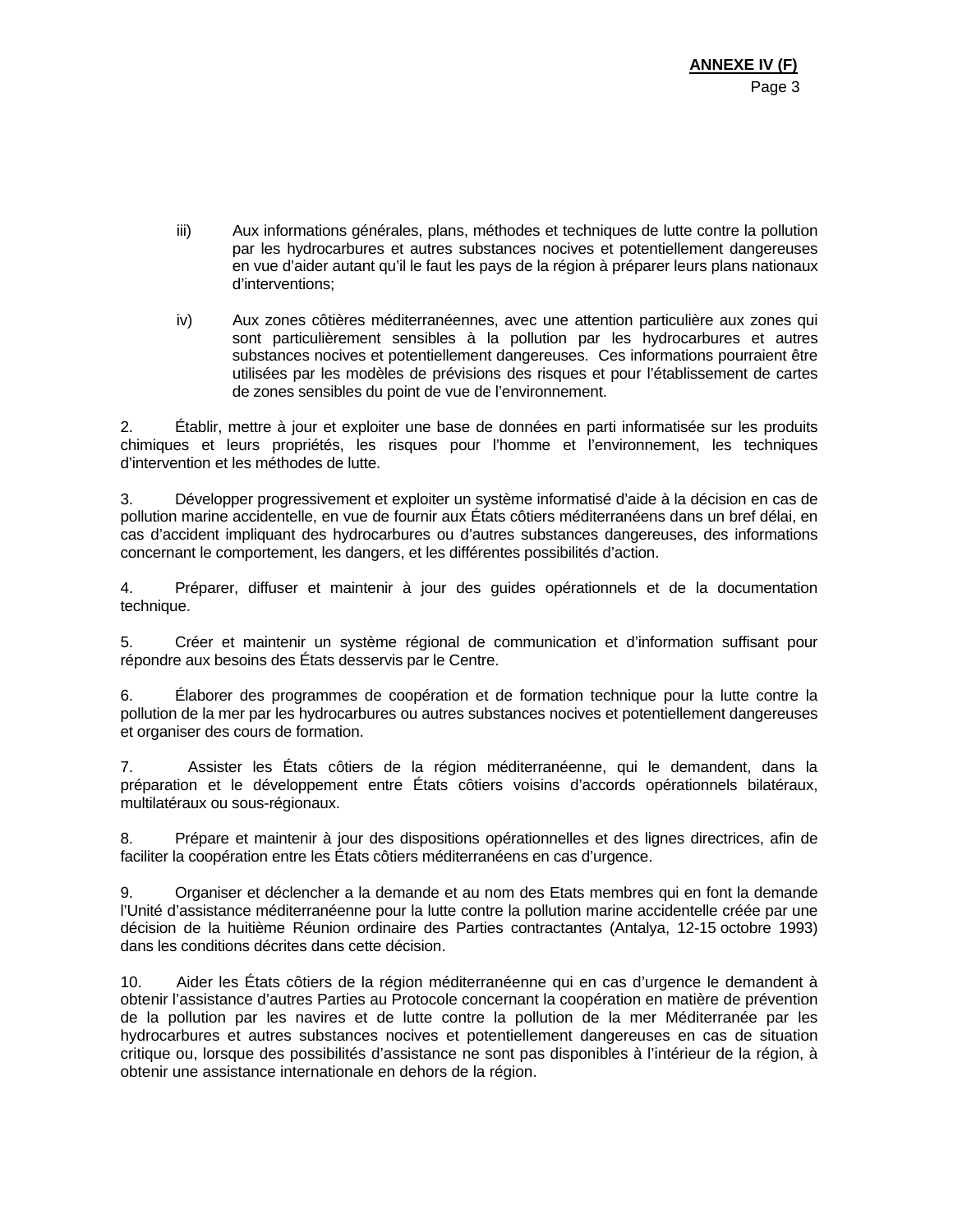iii) Aux informations générales, plans, méthodes et techniques de lutte contre la pollution par les hydrocarbures et autres substances nocives et potentiellement dangereuses en vue d'aider autant qu'il le faut les pays de la région à préparer leurs plans nationaux d'interventions;

iv) Aux zones côtières méditerranéennes, avec une attention particulière aux zones qui sont particulièrement sensibles à la pollution par les hydrocarbures et autres substances nocives et potentiellement dangereuses. Ces informations pourraient être utilisées par les modèles de prévisions des risques et pour l'établissement de cartes de zones sensibles du point de vue de l'environnement.

2. Établir, mettre à jour et exploiter une base de données en parti informatisée sur les produits chimiques et leurs propriétés, les risques pour l'homme et l'environnement, les techniques d'intervention et les méthodes de lutte.

3. Développer progressivement et exploiter un système informatisé d'aide à la décision en cas de pollution marine accidentelle, en vue de fournir aux États côtiers méditerranéens dans un bref délai, en cas d'accident impliquant des hydrocarbures ou d'autres substances dangereuses, des informations concernant le comportement, les dangers, et les différentes possibilités d'action.

4. Préparer, diffuser et maintenir à jour des guides opérationnels et de la documentation technique.

5. Créer et maintenir un système régional de communication et d'information suffisant pour répondre aux besoins des États desservis par le Centre.

6. Élaborer des programmes de coopération et de formation technique pour la lutte contre la pollution de la mer par les hydrocarbures ou autres substances nocives et potentiellement dangereuses et organiser des cours de formation.

7. Assister les États côtiers de la région méditerranéenne, qui le demandent, dans la préparation et le développement entre États côtiers voisins d'accords opérationnels bilatéraux, multilatéraux ou sous-régionaux.

8. Prépare et maintenir à jour des dispositions opérationnelles et des lignes directrices, afin de faciliter la coopération entre les États côtiers méditerranéens en cas d'urgence.

9. Organiser et déclencher a la demande et au nom des Etats membres qui en font la demande l'Unité d'assistance méditerranéenne pour la lutte contre la pollution marine accidentelle créée par une décision de la huitième Réunion ordinaire des Parties contractantes (Antalya, 12-15 octobre 1993) dans les conditions décrites dans cette décision.

10. Aider les États côtiers de la région méditerranéenne qui en cas d'urgence le demandent à obtenir l'assistance d'autres Parties au Protocole concernant la coopération en matière de prévention de la pollution par les navires et de lutte contre la pollution de la mer Méditerranée par les hydrocarbures et autres substances nocives et potentiellement dangereuses en cas de situation critique ou, lorsque des possibilités d'assistance ne sont pas disponibles à l'intérieur de la région, à obtenir une assistance internationale en dehors de la région.